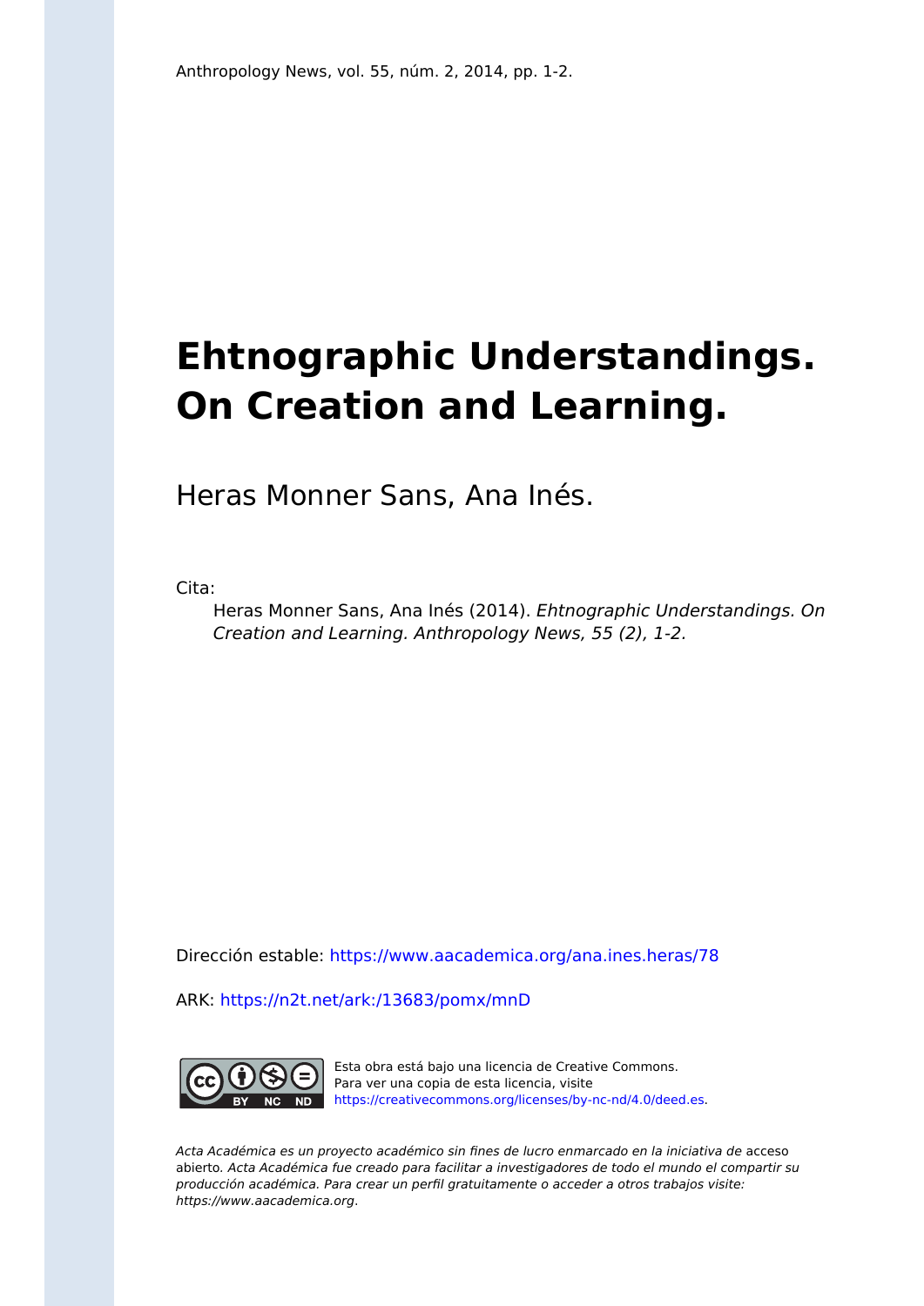Anthropology News, vol. 55, núm. 2, 2014, pp. 1-2.

# Ehtnographic Understandings. On Creation and Learning.

Heras Monner Sans, Ana Inés.

Cita:

Heras Monner Sans, Ana Inés (2014). *Ehtnographic Understandings. On Creation and Learning. Anthropology News, 55 (2), 1-2.*

Dirección estable: https://www.aacademica.org/ana.ines.heras/78

ARK: https://n2t.net/ark:/13683/pomx/mnD

Esta obra está bajo una licencia de Creative Commons. Para ver una copia de esta licencia, visite https://creativecommons.org/licenses/by-nc-nd/4.0/deed.es.

*Acta Académica es un proyecto académico sin fines de lucro enmarcado en la iniciativa de* acceso abierto. *Acta Académica fue creado para facilitar a investigadores de todo el mundo el compartir su producción académica. Para crear un perfil gratuitamente o acceder a otros trabajos visite: https://www.aacademica.org.*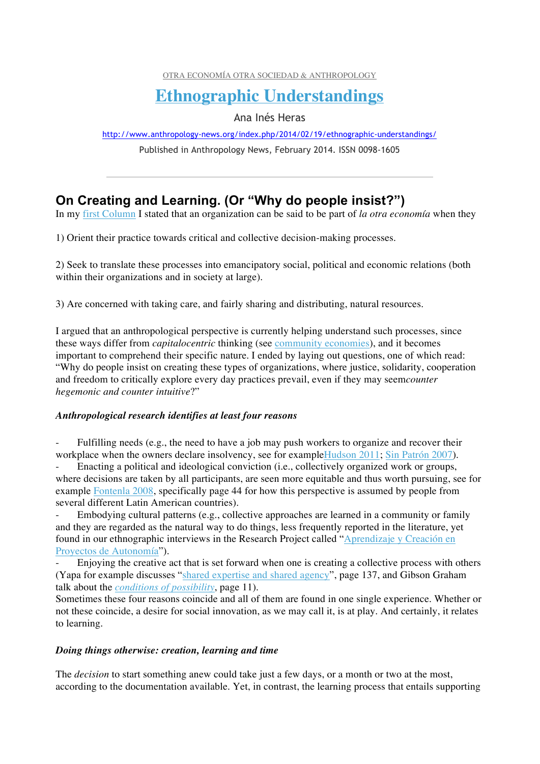OTRA ECONOMÍA OTRA SOCIEDAD & ANTHROPOLOGY

# Ethnographic Understandings

Ana Inés Heras

http://www.anthropology-news.org/index.php/2014/02/19/ethnographic-understandings/

Published in Anthropology News, February 2014. ISSN 0098-1605

---

## On Creating and Learning. (Or "Why do people insist?")

In my first Column I stated that an organization can be said to be part of *la otra economía* when they

1) Orient their practice towards critical and collective decision-making processes.

2) Seek to translate these processes into emancipatory social, political and economic relations (both within their organizations and in society at large).

3) Are concerned with taking care, and fairly sharing and distributing, natural resources.

I argued that an anthropological perspective is currently helping understand such processes, since these ways differ from *capitalocentric* thinking (see community economies), and it becomes important to comprehend their specific nature. I ended by laying out questions, one of which read: "Why do people insist on creating these types of organizations, where justice, solidarity, cooperation and freedom to critically explore every day practices prevail, even if they may seem*counter hegemonic and counter intuitive*?"

***Anthropological research identifies at least four reasons***

- Fulfilling needs (e.g., the need to have a job may push workers to organize and recover their workplace when the owners declare insolvency, see for exampleHudson 2011; Sin Patrón 2007).
- Enacting a political and ideological conviction (i.e., collectively organized work or groups, where decisions are taken by all participants, are seen more equitable and thus worth pursuing, see for example Fontenla 2008, specifically page 44 for how this perspective is assumed by people from several different Latin American countries).
- Embodying cultural patterns (e.g., collective approaches are learned in a community or family and they are regarded as the natural way to do things, less frequently reported in the literature, yet found in our ethnographic interviews in the Research Project called "Aprendizaje y Creación en Proyectos de Autonomía").
- Enjoying the creative act that is set forward when one is creating a collective process with others (Yapa for example discusses "shared expertise and shared agency", page 137, and Gibson Graham talk about the *conditions of possibility*, page 11).

Sometimes these four reasons coincide and all of them are found in one single experience. Whether or not these coincide, a desire for social innovation, as we may call it, is at play. And certainly, it relates to learning.

***Doing things otherwise: creation, learning and time***

The *decision* to start something anew could take just a few days, or a month or two at the most, according to the documentation available. Yet, in contrast, the learning process that entails supporting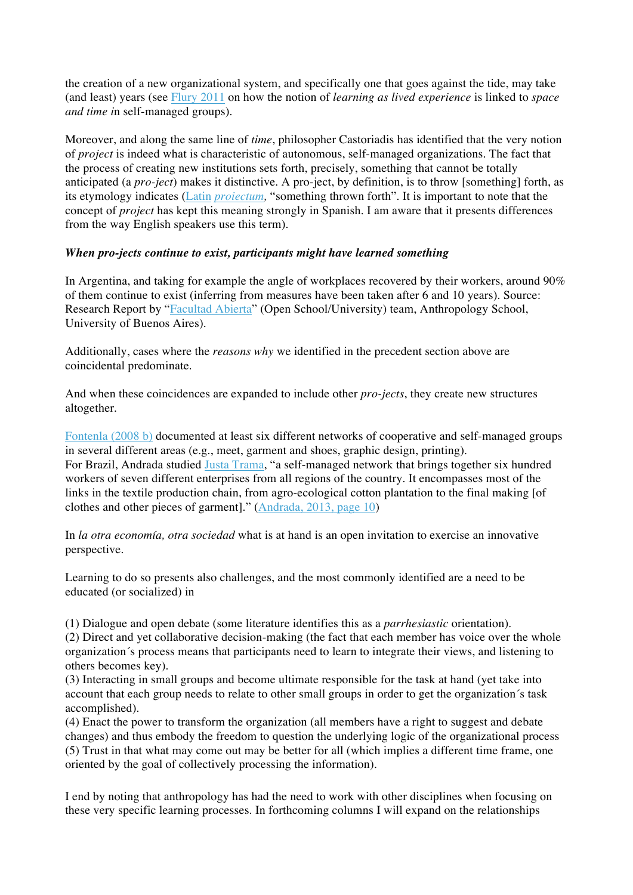the creation of a new organizational system, and specifically one that goes against the tide, may take (and least) years (see Flury 2011 on how the notion of *learning as lived experience* is linked to *space and time i*n self-managed groups).

Moreover, and along the same line of *time*, philosopher Castoriadis has identified that the very notion of *project* is indeed what is characteristic of autonomous, self-managed organizations. The fact that the process of creating new institutions sets forth, precisely, something that cannot be totally anticipated (a *pro-ject*) makes it distinctive. A pro-ject, by definition, is to throw [something] forth, as its etymology indicates (Latin *proiectum,* "something thrown forth". It is important to note that the concept of *project* has kept this meaning strongly in Spanish. I am aware that it presents differences from the way English speakers use this term).

***When pro-jects continue to exist, participants might have learned something***

In Argentina, and taking for example the angle of workplaces recovered by their workers, around 90% of them continue to exist (inferring from measures have been taken after 6 and 10 years). Source: Research Report by "Facultad Abierta" (Open School/University) team, Anthropology School, University of Buenos Aires).

Additionally, cases where the *reasons why* we identified in the precedent section above are coincidental predominate.

And when these coincidences are expanded to include other *pro-jects*, they create new structures altogether.

Fontenla (2008 b) documented at least six different networks of cooperative and self-managed groups in several different areas (e.g., meet, garment and shoes, graphic design, printing).
For Brazil, Andrada studied Justa Trama, "a self-managed network that brings together six hundred workers of seven different enterprises from all regions of the country. It encompasses most of the links in the textile production chain, from agro-ecological cotton plantation to the final making [of clothes and other pieces of garment]." (Andrada, 2013, page 10)

In *la otra economía, otra sociedad* what is at hand is an open invitation to exercise an innovative perspective.

Learning to do so presents also challenges, and the most commonly identified are a need to be educated (or socialized) in

(1) Dialogue and open debate (some literature identifies this as a *parrhesiastic* orientation).
(2) Direct and yet collaborative decision-making (the fact that each member has voice over the whole organization´s process means that participants need to learn to integrate their views, and listening to others becomes key).
(3) Interacting in small groups and become ultimate responsible for the task at hand (yet take into account that each group needs to relate to other small groups in order to get the organization´s task accomplished).
(4) Enact the power to transform the organization (all members have a right to suggest and debate changes) and thus embody the freedom to question the underlying logic of the organizational process
(5) Trust in that what may come out may be better for all (which implies a different time frame, one oriented by the goal of collectively processing the information).

I end by noting that anthropology has had the need to work with other disciplines when focusing on these very specific learning processes. In forthcoming columns I will expand on the relationships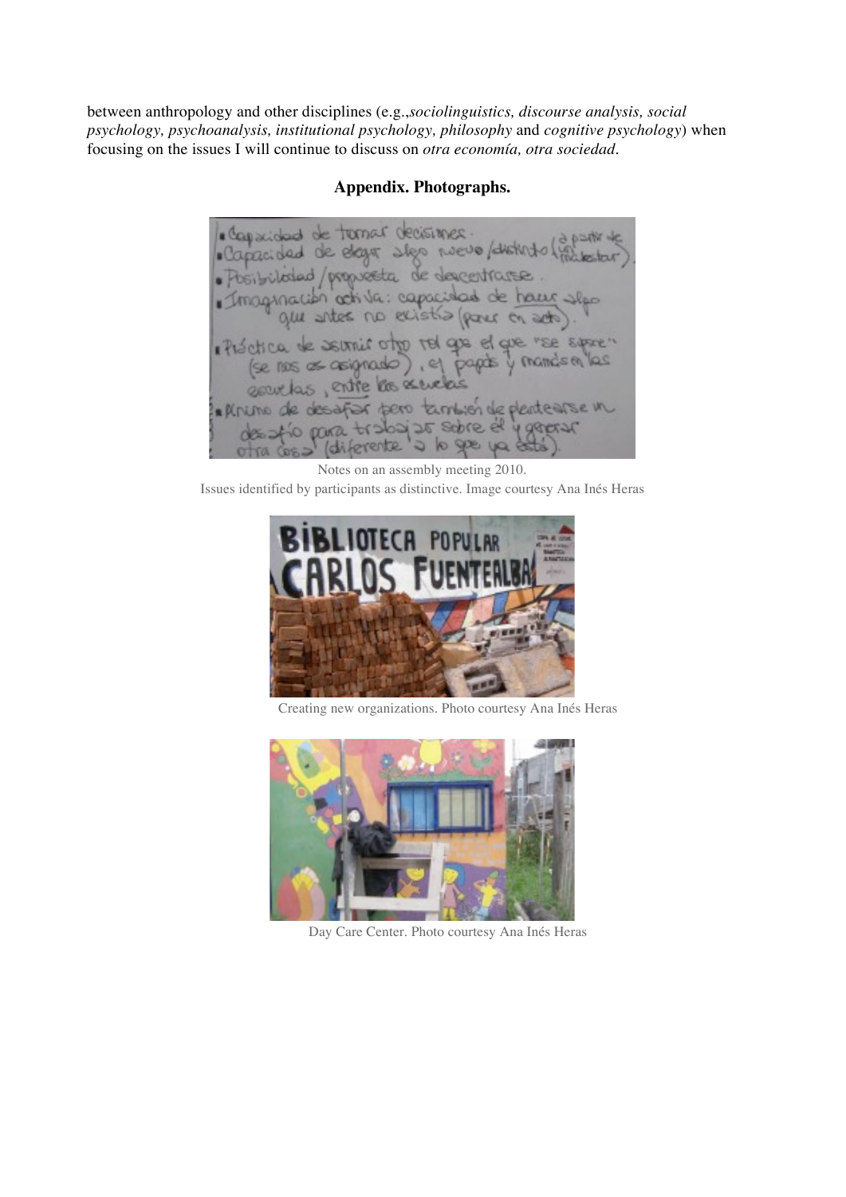between anthropology and other disciplines (e.g.,*sociolinguistics, discourse analysis, social psychology, psychoanalysis, institutional psychology, philosophy* and *cognitive psychology*) when focusing on the issues I will continue to discuss on *otra economía, otra sociedad*.

## Appendix. Photographs.

Notes on an assembly meeting 2010.
Issues identified by participants as distinctive. Image courtesy Ana Inés Heras

Creating new organizations. Photo courtesy Ana Inés Heras

Day Care Center. Photo courtesy Ana Inés Heras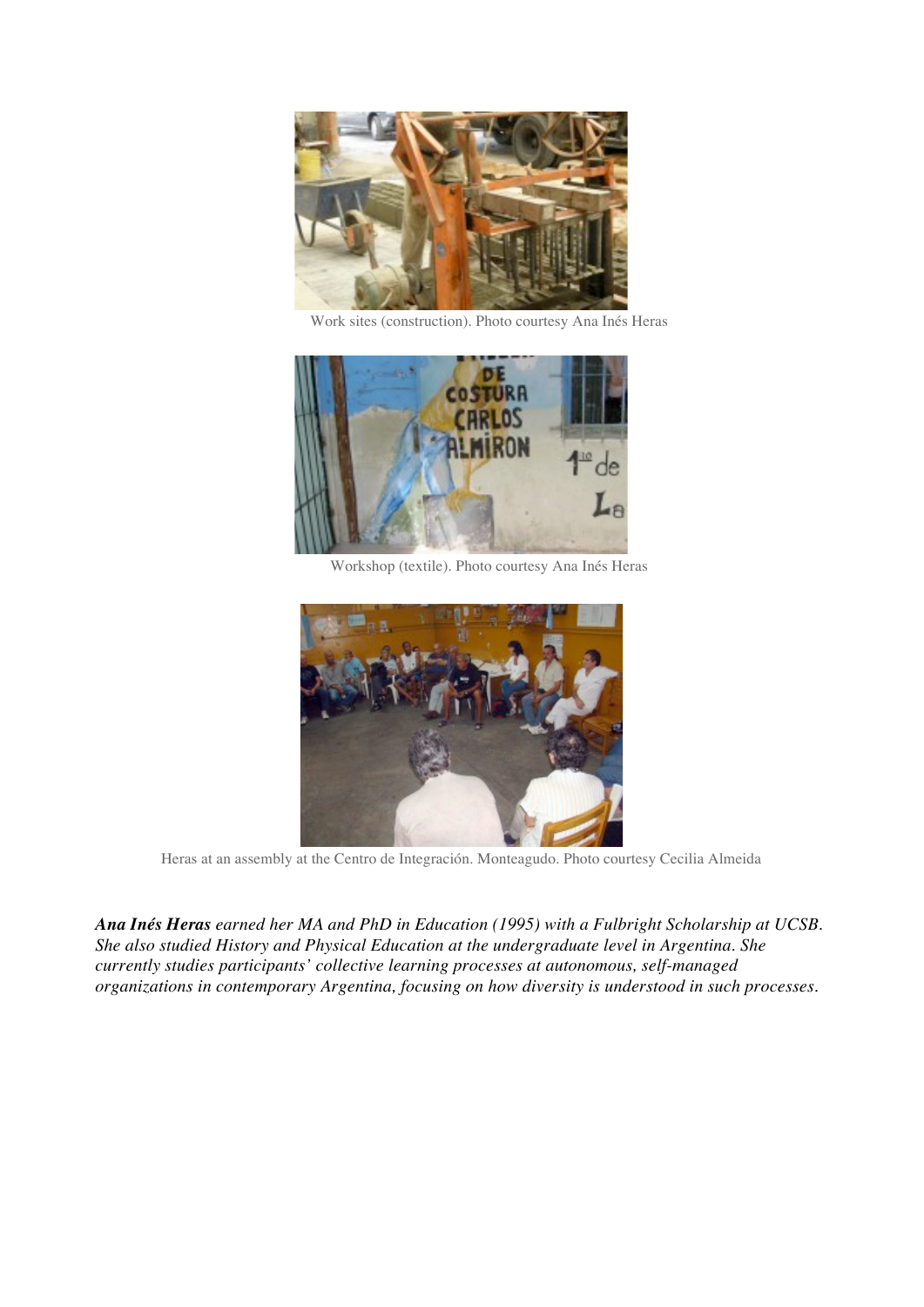Work sites (construction). Photo courtesy Ana Inés Heras

Workshop (textile). Photo courtesy Ana Inés Heras

Heras at an assembly at the Centro de Integración. Monteagudo. Photo courtesy Cecilia Almeida

***Ana Inés Heras** earned her MA and PhD in Education (1995) with a Fulbright Scholarship at UCSB. She also studied History and Physical Education at the undergraduate level in Argentina. She currently studies participants' collective learning processes at autonomous, self-managed organizations in contemporary Argentina, focusing on how diversity is understood in such processes.*